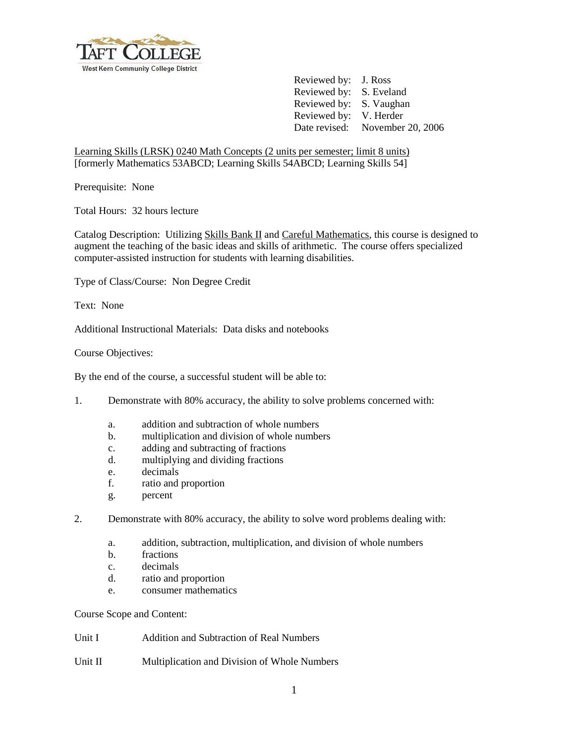TAFT COLLEGE
West Kern Community College District

Reviewed by: J. Ross
Reviewed by: S. Eveland
Reviewed by: S. Vaughan
Reviewed by: V. Herder
Date revised: November 20, 2006

Learning Skills (LRSK) 0240 Math Concepts (2 units per semester; limit 8 units)
[formerly Mathematics 53ABCD; Learning Skills 54ABCD; Learning Skills 54]

Prerequisite: None

Total Hours: 32 hours lecture

Catalog Description: Utilizing Skills Bank II and Careful Mathematics, this course is designed to augment the teaching of the basic ideas and skills of arithmetic. The course offers specialized computer-assisted instruction for students with learning disabilities.

Type of Class/Course: Non Degree Credit

Text: None

Additional Instructional Materials: Data disks and notebooks

Course Objectives:

By the end of the course, a successful student will be able to:

1. Demonstrate with 80% accuracy, the ability to solve problems concerned with:

    a. addition and subtraction of whole numbers
    b. multiplication and division of whole numbers
    c. adding and subtracting of fractions
    d. multiplying and dividing fractions
    e. decimals
    f. ratio and proportion
    g. percent

2. Demonstrate with 80% accuracy, the ability to solve word problems dealing with:

    a. addition, subtraction, multiplication, and division of whole numbers
    b. fractions
    c. decimals
    d. ratio and proportion
    e. consumer mathematics

Course Scope and Content:

Unit I Addition and Subtraction of Real Numbers

Unit II Multiplication and Division of Whole Numbers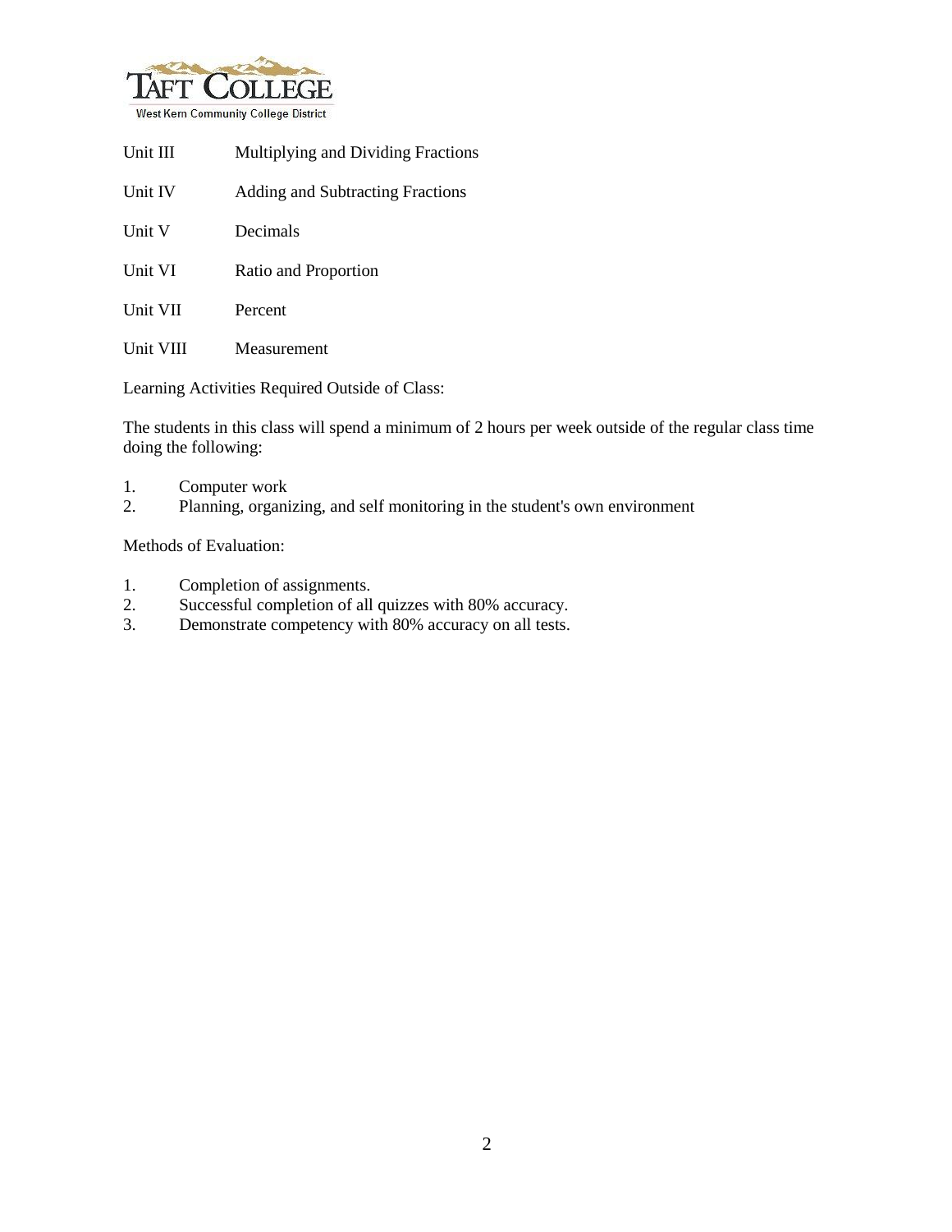| | |
|---|---|
| Unit III | Multiplying and Dividing Fractions |
| Unit IV | Adding and Subtracting Fractions |
| Unit V | Decimals |
| Unit VI | Ratio and Proportion |
| Unit VII | Percent |
| Unit VIII | Measurement |

Learning Activities Required Outside of Class:

The students in this class will spend a minimum of 2 hours per week outside of the regular class time doing the following:

1. Computer work
2. Planning, organizing, and self monitoring in the student's own environment

Methods of Evaluation:

1. Completion of assignments.
2. Successful completion of all quizzes with 80% accuracy.
3. Demonstrate competency with 80% accuracy on all tests.